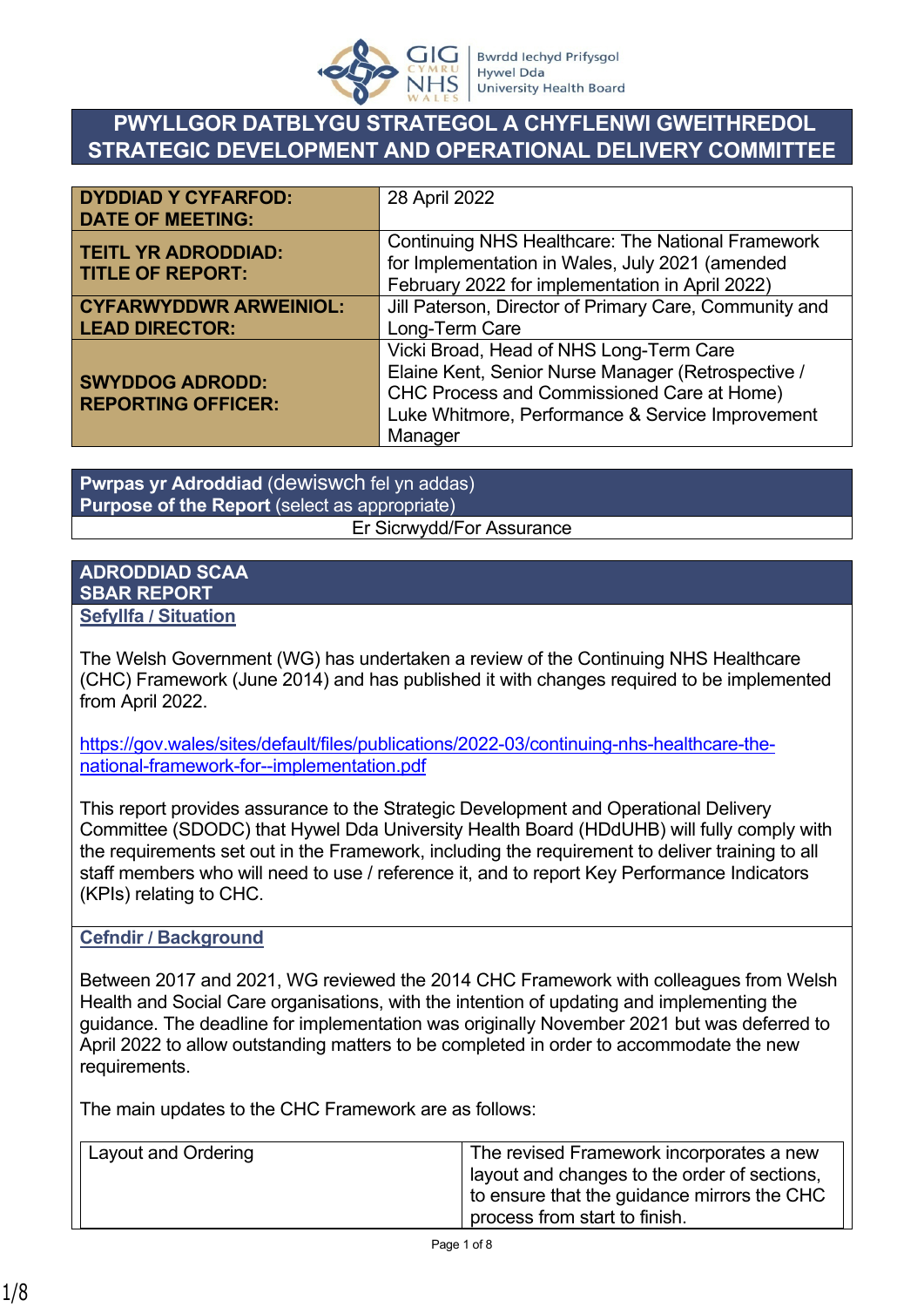# PWYLLGOR DATBLYGU STRATEGOL A CHYFLENWI GWEITHREDOL
# STRATEGIC DEVELOPMENT AND OPERATIONAL DELIVERY COMMITTEE

| | |
|---|---|
| **DYDDIAD Y CYFARFOD: DATE OF MEETING:** | 28 April 2022 |
| **TEITL YR ADRODDIAD: TITLE OF REPORT:** | Continuing NHS Healthcare: The National Framework for Implementation in Wales, July 2021 (amended February 2022 for implementation in April 2022) |
| **CYFARWYDDWR ARWEINIOL: LEAD DIRECTOR:** | Jill Paterson, Director of Primary Care, Community and Long-Term Care |
| **SWYDDOG ADRODD: REPORTING OFFICER:** | Vicki Broad, Head of NHS Long-Term Care<br>Elaine Kent, Senior Nurse Manager (Retrospective / CHC Process and Commissioned Care at Home)<br>Luke Whitmore, Performance & Service Improvement Manager |

| **Pwrpas yr Adroddiad** (dewiswch fel yn addas) **Purpose of the Report** (select as appropriate) |
|---|
| Er Sicrwydd/For Assurance |

## ADRODDIAD SCAA
## SBAR REPORT

### Sefyllfa / Situation

The Welsh Government (WG) has undertaken a review of the Continuing NHS Healthcare (CHC) Framework (June 2014) and has published it with changes required to be implemented from April 2022.

https://gov.wales/sites/default/files/publications/2022-03/continuing-nhs-healthcare-the-national-framework-for--implementation.pdf

This report provides assurance to the Strategic Development and Operational Delivery Committee (SDODC) that Hywel Dda University Health Board (HDdUHB) will fully comply with the requirements set out in the Framework, including the requirement to deliver training to all staff members who will need to use / reference it, and to report Key Performance Indicators (KPIs) relating to CHC.

### Cefndir / Background

Between 2017 and 2021, WG reviewed the 2014 CHC Framework with colleagues from Welsh Health and Social Care organisations, with the intention of updating and implementing the guidance. The deadline for implementation was originally November 2021 but was deferred to April 2022 to allow outstanding matters to be completed in order to accommodate the new requirements.

The main updates to the CHC Framework are as follows:

| | |
|---|---|
| Layout and Ordering | The revised Framework incorporates a new layout and changes to the order of sections, to ensure that the guidance mirrors the CHC process from start to finish. |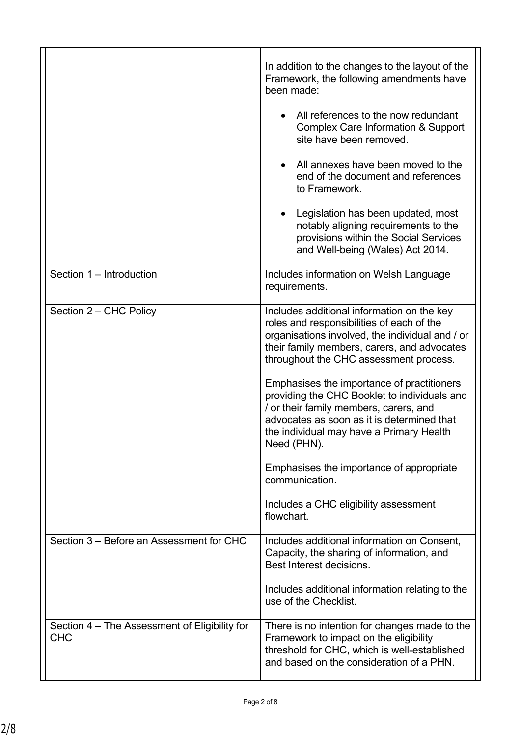| | |
|---|---|
| | In addition to the changes to the layout of the Framework, the following amendments have been made:<br><br>• All references to the now redundant Complex Care Information & Support site have been removed.<br><br>• All annexes have been moved to the end of the document and references to Framework.<br><br>• Legislation has been updated, most notably aligning requirements to the provisions within the Social Services and Well-being (Wales) Act 2014. |
| Section 1 – Introduction | Includes information on Welsh Language requirements. |
| Section 2 – CHC Policy | Includes additional information on the key roles and responsibilities of each of the organisations involved, the individual and / or their family members, carers, and advocates throughout the CHC assessment process.<br><br>Emphasises the importance of practitioners providing the CHC Booklet to individuals and / or their family members, carers, and advocates as soon as it is determined that the individual may have a Primary Health Need (PHN).<br><br>Emphasises the importance of appropriate communication.<br><br>Includes a CHC eligibility assessment flowchart. |
| Section 3 – Before an Assessment for CHC | Includes additional information on Consent, Capacity, the sharing of information, and Best Interest decisions.<br><br>Includes additional information relating to the use of the Checklist. |
| Section 4 – The Assessment of Eligibility for CHC | There is no intention for changes made to the Framework to impact on the eligibility threshold for CHC, which is well-established and based on the consideration of a PHN. |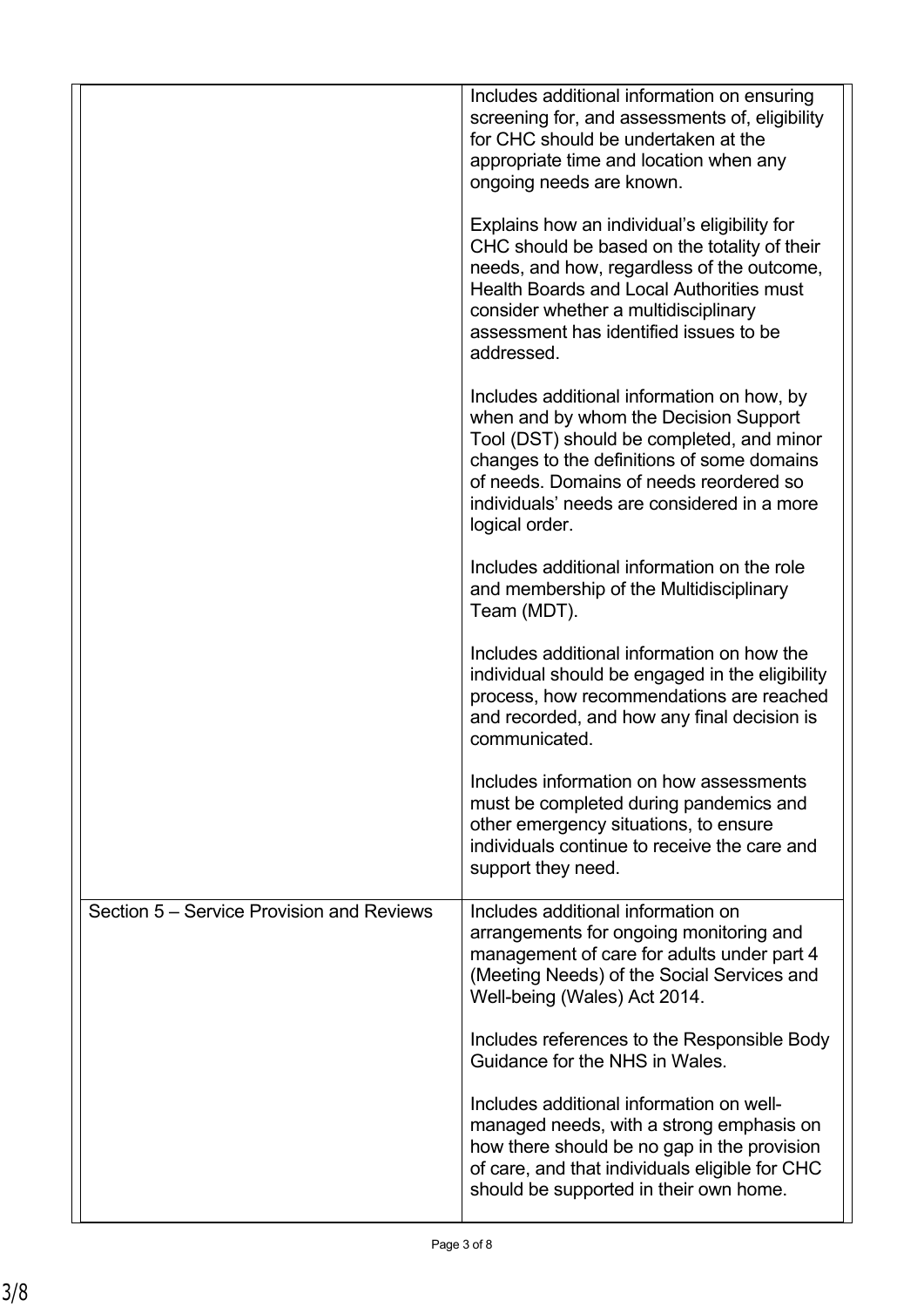| | |
|---|---|
| | Includes additional information on ensuring screening for, and assessments of, eligibility for CHC should be undertaken at the appropriate time and location when any ongoing needs are known.<br><br>Explains how an individual's eligibility for CHC should be based on the totality of their needs, and how, regardless of the outcome, Health Boards and Local Authorities must consider whether a multidisciplinary assessment has identified issues to be addressed.<br><br>Includes additional information on how, by when and by whom the Decision Support Tool (DST) should be completed, and minor changes to the definitions of some domains of needs. Domains of needs reordered so individuals' needs are considered in a more logical order.<br><br>Includes additional information on the role and membership of the Multidisciplinary Team (MDT).<br><br>Includes additional information on how the individual should be engaged in the eligibility process, how recommendations are reached and recorded, and how any final decision is communicated.<br><br>Includes information on how assessments must be completed during pandemics and other emergency situations, to ensure individuals continue to receive the care and support they need. |
| Section 5 – Service Provision and Reviews | Includes additional information on arrangements for ongoing monitoring and management of care for adults under part 4 (Meeting Needs) of the Social Services and Well-being (Wales) Act 2014.<br><br>Includes references to the Responsible Body Guidance for the NHS in Wales.<br><br>Includes additional information on well-managed needs, with a strong emphasis on how there should be no gap in the provision of care, and that individuals eligible for CHC should be supported in their own home. |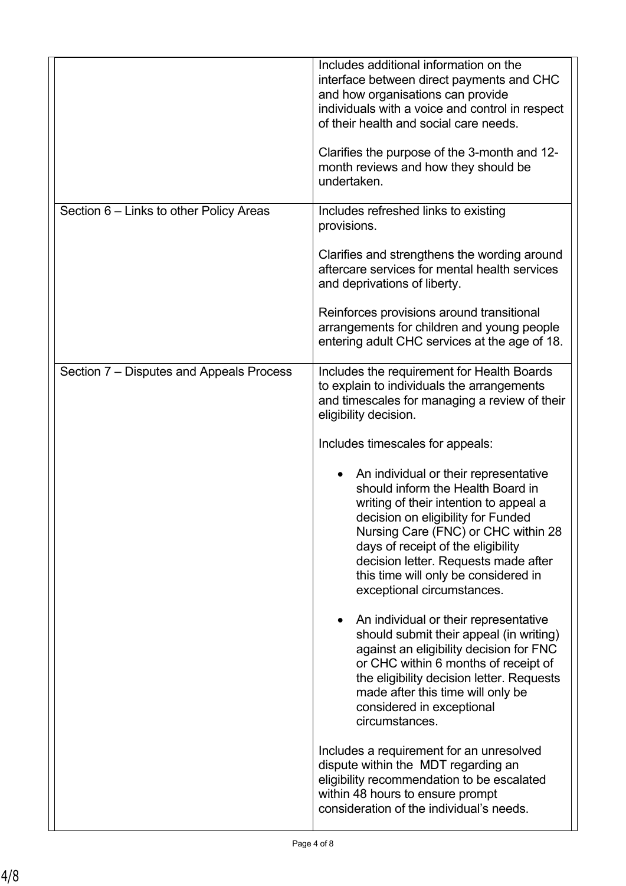| | |
|---|---|
| | Includes additional information on the interface between direct payments and CHC and how organisations can provide individuals with a voice and control in respect of their health and social care needs.<br><br>Clarifies the purpose of the 3-month and 12-month reviews and how they should be undertaken. |
| Section 6 – Links to other Policy Areas | Includes refreshed links to existing provisions.<br><br>Clarifies and strengthens the wording around aftercare services for mental health services and deprivations of liberty.<br><br>Reinforces provisions around transitional arrangements for children and young people entering adult CHC services at the age of 18. |
| Section 7 – Disputes and Appeals Process | Includes the requirement for Health Boards to explain to individuals the arrangements and timescales for managing a review of their eligibility decision.<br><br>Includes timescales for appeals:<br><br>• An individual or their representative should inform the Health Board in writing of their intention to appeal a decision on eligibility for Funded Nursing Care (FNC) or CHC within 28 days of receipt of the eligibility decision letter. Requests made after this time will only be considered in exceptional circumstances.<br><br>• An individual or their representative should submit their appeal (in writing) against an eligibility decision for FNC or CHC within 6 months of receipt of the eligibility decision letter. Requests made after this time will only be considered in exceptional circumstances.<br><br>Includes a requirement for an unresolved dispute within the MDT regarding an eligibility recommendation to be escalated within 48 hours to ensure prompt consideration of the individual's needs. |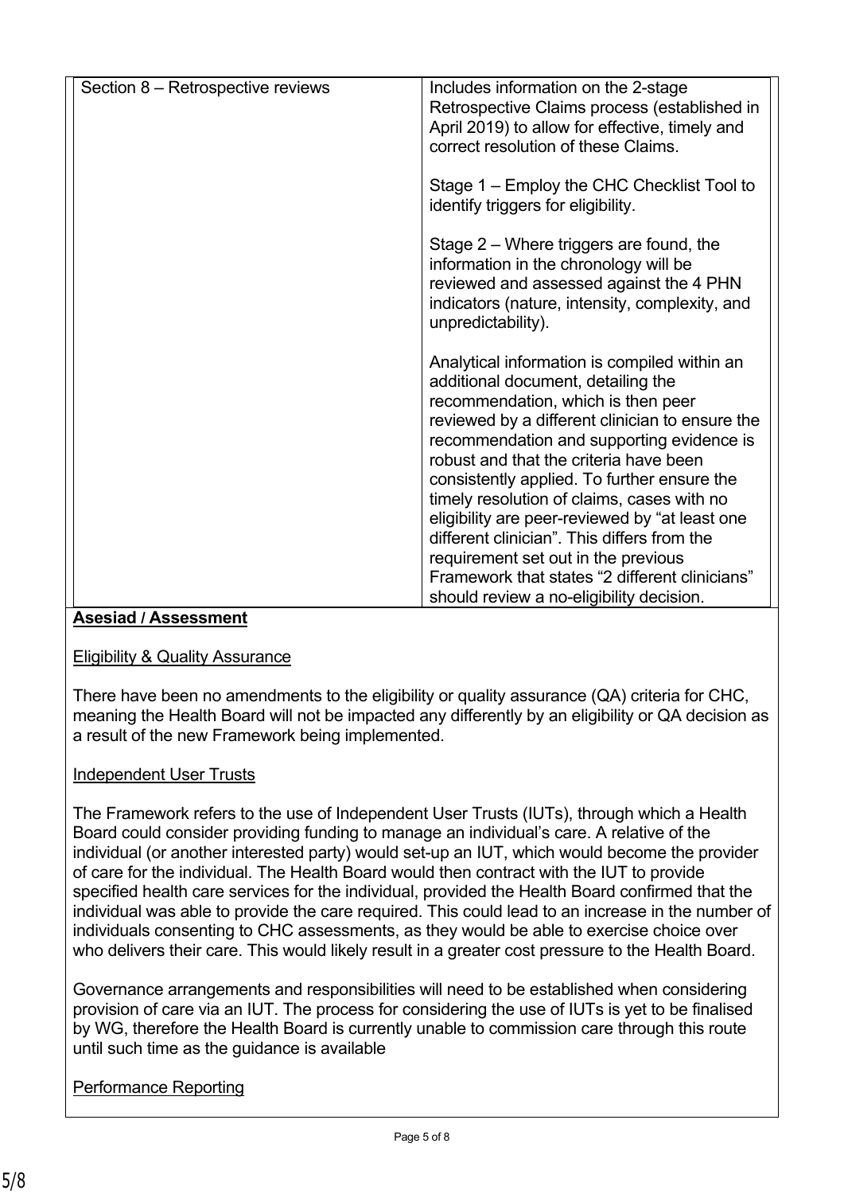| | |
|---|---|
| Section 8 – Retrospective reviews | Includes information on the 2-stage Retrospective Claims process (established in April 2019) to allow for effective, timely and correct resolution of these Claims.<br><br>Stage 1 – Employ the CHC Checklist Tool to identify triggers for eligibility.<br><br>Stage 2 – Where triggers are found, the information in the chronology will be reviewed and assessed against the 4 PHN indicators (nature, intensity, complexity, and unpredictability).<br><br>Analytical information is compiled within an additional document, detailing the recommendation, which is then peer reviewed by a different clinician to ensure the recommendation and supporting evidence is robust and that the criteria have been consistently applied. To further ensure the timely resolution of claims, cases with no eligibility are peer-reviewed by "at least one different clinician". This differs from the requirement set out in the previous Framework that states "2 different clinicians" should review a no-eligibility decision. |

**Asesiad / Assessment**

Eligibility & Quality Assurance

There have been no amendments to the eligibility or quality assurance (QA) criteria for CHC, meaning the Health Board will not be impacted any differently by an eligibility or QA decision as a result of the new Framework being implemented.

Independent User Trusts

The Framework refers to the use of Independent User Trusts (IUTs), through which a Health Board could consider providing funding to manage an individual's care. A relative of the individual (or another interested party) would set-up an IUT, which would become the provider of care for the individual. The Health Board would then contract with the IUT to provide specified health care services for the individual, provided the Health Board confirmed that the individual was able to provide the care required. This could lead to an increase in the number of individuals consenting to CHC assessments, as they would be able to exercise choice over who delivers their care. This would likely result in a greater cost pressure to the Health Board.

Governance arrangements and responsibilities will need to be established when considering provision of care via an IUT. The process for considering the use of IUTs is yet to be finalised by WG, therefore the Health Board is currently unable to commission care through this route until such time as the guidance is available

Performance Reporting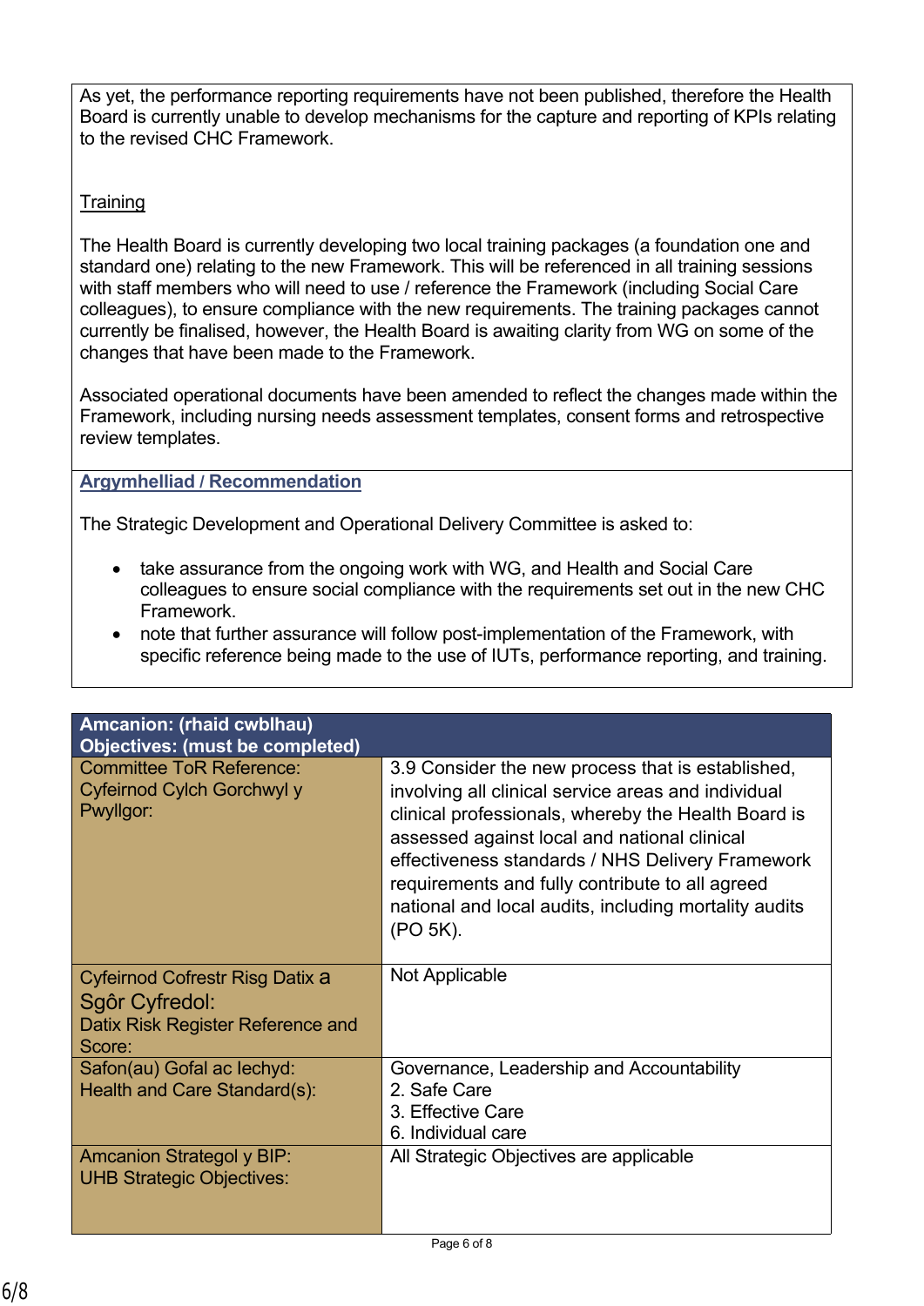As yet, the performance reporting requirements have not been published, therefore the Health Board is currently unable to develop mechanisms for the capture and reporting of KPIs relating to the revised CHC Framework.

Training

The Health Board is currently developing two local training packages (a foundation one and standard one) relating to the new Framework. This will be referenced in all training sessions with staff members who will need to use / reference the Framework (including Social Care colleagues), to ensure compliance with the new requirements. The training packages cannot currently be finalised, however, the Health Board is awaiting clarity from WG on some of the changes that have been made to the Framework.

Associated operational documents have been amended to reflect the changes made within the Framework, including nursing needs assessment templates, consent forms and retrospective review templates.

**Argymhelliad / Recommendation**

The Strategic Development and Operational Delivery Committee is asked to:

- take assurance from the ongoing work with WG, and Health and Social Care colleagues to ensure social compliance with the requirements set out in the new CHC Framework.
- note that further assurance will follow post-implementation of the Framework, with specific reference being made to the use of IUTs, performance reporting, and training.

| **Amcanion: (rhaid cwblhau)<br>Objectives: (must be completed)** | |
|---|---|
| Committee ToR Reference:<br>Cyfeirnod Cylch Gorchwyl y Pwyllgor: | 3.9 Consider the new process that is established, involving all clinical service areas and individual clinical professionals, whereby the Health Board is assessed against local and national clinical effectiveness standards / NHS Delivery Framework requirements and fully contribute to all agreed national and local audits, including mortality audits (PO 5K). |
| Cyfeirnod Cofrestr Risg Datix a Sgôr Cyfredol:<br>Datix Risk Register Reference and Score: | Not Applicable |
| Safon(au) Gofal ac Iechyd:<br>Health and Care Standard(s): | Governance, Leadership and Accountability<br>2. Safe Care<br>3. Effective Care<br>6. Individual care |
| Amcanion Strategol y BIP:<br>UHB Strategic Objectives: | All Strategic Objectives are applicable |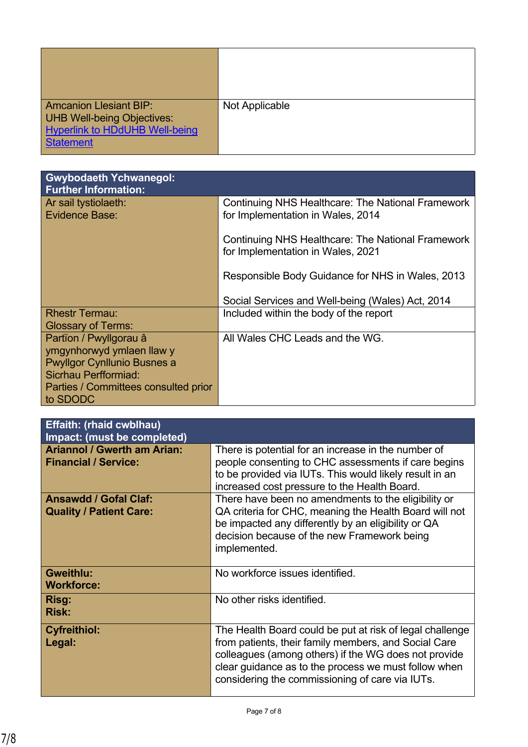| | |
|---|---|
| | |
| Amcanion Llesiant BIP:<br>UHB Well-being Objectives:<br>[Hyperlink to HDdUHB Well-being Statement]() | Not Applicable |

| Gwybodaeth Ychwanegol:<br>Further Information: | |
|---|---|
| Ar sail tystiolaeth:<br>Evidence Base: | Continuing NHS Healthcare: The National Framework for Implementation in Wales, 2014<br><br>Continuing NHS Healthcare: The National Framework for Implementation in Wales, 2021<br><br>Responsible Body Guidance for NHS in Wales, 2013<br><br>Social Services and Well-being (Wales) Act, 2014 |
| Rhestr Termau:<br>Glossary of Terms: | Included within the body of the report |
| Partïon / Pwyllgorau â ymgynhorwyd ymlaen llaw y Pwyllgor Cynllunio Busnes a Sicrhau Perfformiad:<br>Parties / Committees consulted prior to SDODC | All Wales CHC Leads and the WG. |

| Effaith: (rhaid cwblhau)<br>Impact: (must be completed) | |
|---|---|
| **Ariannol / Gwerth am Arian:**<br>**Financial / Service:** | There is potential for an increase in the number of people consenting to CHC assessments if care begins to be provided via IUTs. This would likely result in an increased cost pressure to the Health Board. |
| **Ansawdd / Gofal Claf:**<br>**Quality / Patient Care:** | There have been no amendments to the eligibility or QA criteria for CHC, meaning the Health Board will not be impacted any differently by an eligibility or QA decision because of the new Framework being implemented. |
| **Gweithlu:**<br>**Workforce:** | No workforce issues identified. |
| **Risg:**<br>**Risk:** | No other risks identified. |
| **Cyfreithiol:**<br>**Legal:** | The Health Board could be put at risk of legal challenge from patients, their family members, and Social Care colleagues (among others) if the WG does not provide clear guidance as to the process we must follow when considering the commissioning of care via IUTs. |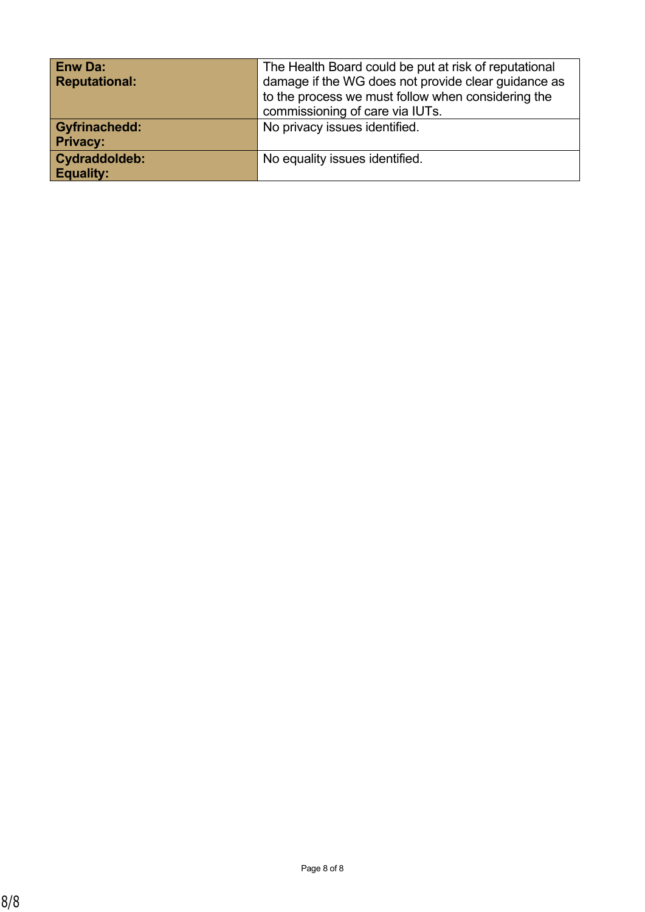| | |
|---|---|
| **Enw Da:**<br>**Reputational:** | The Health Board could be put at risk of reputational damage if the WG does not provide clear guidance as to the process we must follow when considering the commissioning of care via IUTs. |
| **Gyfrinachedd:**<br>**Privacy:** | No privacy issues identified. |
| **Cydraddoldeb:**<br>**Equality:** | No equality issues identified. |